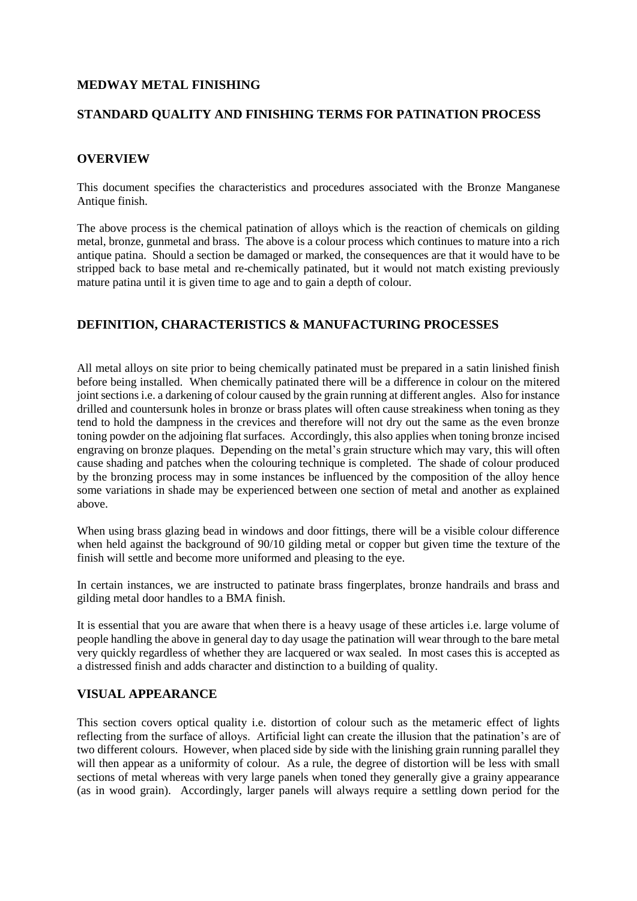## MEDWAY METAL FINISHING

## STANDARD QUALITY AND FINISHING TERMS FOR PATINATION PROCESS

## OVERVIEW

This document specifies the characteristics and procedures associated with the Bronze Manganese Antique finish.

The above process is the chemical patination of alloys which is the reaction of chemicals on gilding metal, bronze, gunmetal and brass. The above is a colour process which continues to mature into a rich antique patina. Should a section be damaged or marked, the consequences are that it would have to be stripped back to base metal and re-chemically patinated, but it would not match existing previously mature patina until it is given time to age and to gain a depth of colour.

## DEFINITION, CHARACTERISTICS & MANUFACTURING PROCESSES

All metal alloys on site prior to being chemically patinated must be prepared in a satin linished finish before being installed. When chemically patinated there will be a difference in colour on the mitered joint sections i.e. a darkening of colour caused by the grain running at different angles. Also for instance drilled and countersunk holes in bronze or brass plates will often cause streakiness when toning as they tend to hold the dampness in the crevices and therefore will not dry out the same as the even bronze toning powder on the adjoining flat surfaces. Accordingly, this also applies when toning bronze incised engraving on bronze plaques. Depending on the metal's grain structure which may vary, this will often cause shading and patches when the colouring technique is completed. The shade of colour produced by the bronzing process may in some instances be influenced by the composition of the alloy hence some variations in shade may be experienced between one section of metal and another as explained above.

When using brass glazing bead in windows and door fittings, there will be a visible colour difference when held against the background of 90/10 gilding metal or copper but given time the texture of the finish will settle and become more uniformed and pleasing to the eye.

In certain instances, we are instructed to patinate brass fingerplates, bronze handrails and brass and gilding metal door handles to a BMA finish.

It is essential that you are aware that when there is a heavy usage of these articles i.e. large volume of people handling the above in general day to day usage the patination will wear through to the bare metal very quickly regardless of whether they are lacquered or wax sealed. In most cases this is accepted as a distressed finish and adds character and distinction to a building of quality.

## VISUAL APPEARANCE

This section covers optical quality i.e. distortion of colour such as the metameric effect of lights reflecting from the surface of alloys. Artificial light can create the illusion that the patination's are of two different colours. However, when placed side by side with the linishing grain running parallel they will then appear as a uniformity of colour. As a rule, the degree of distortion will be less with small sections of metal whereas with very large panels when toned they generally give a grainy appearance (as in wood grain). Accordingly, larger panels will always require a settling down period for the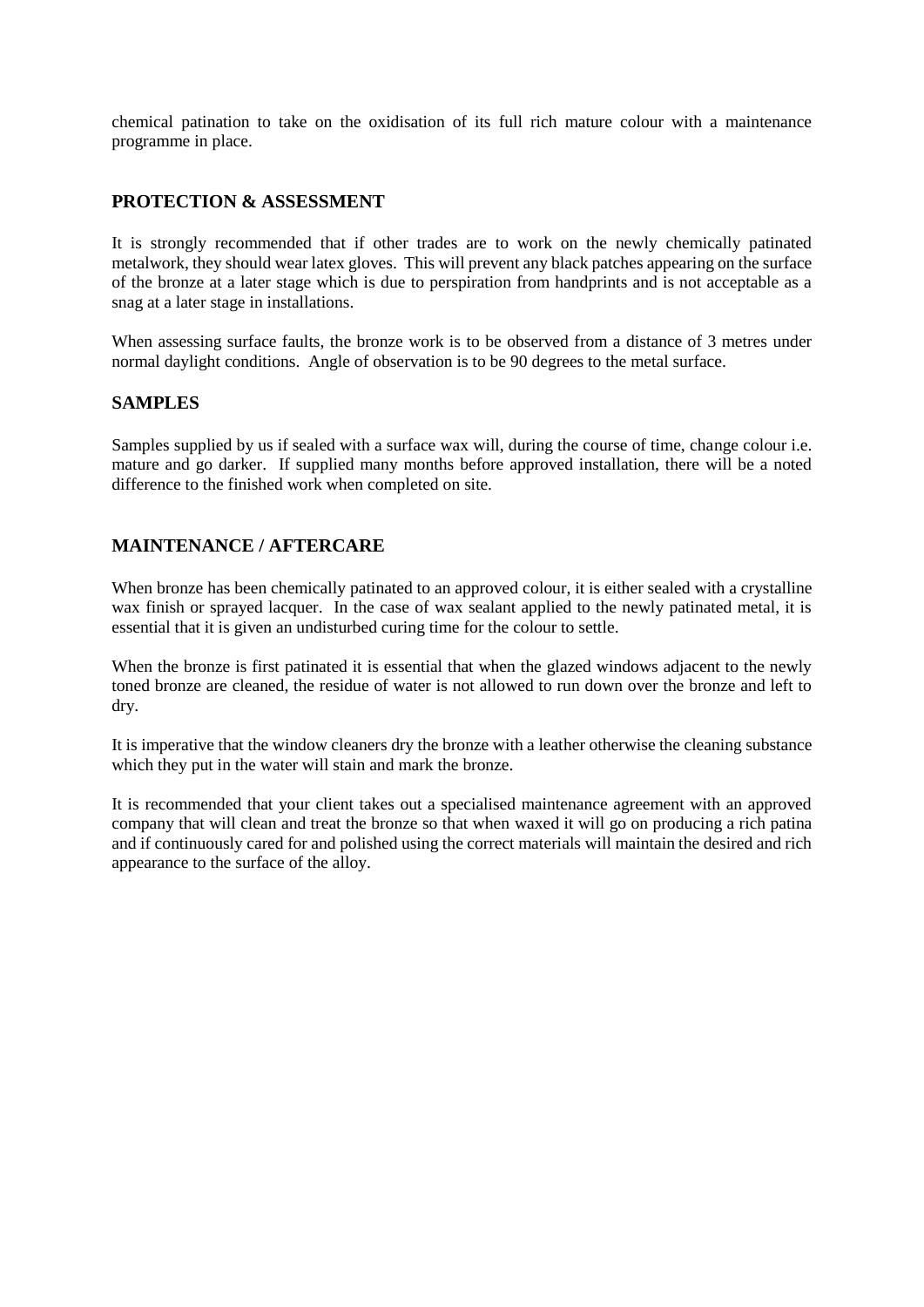chemical patination to take on the oxidisation of its full rich mature colour with a maintenance programme in place.

## PROTECTION & ASSESSMENT

It is strongly recommended that if other trades are to work on the newly chemically patinated metalwork, they should wear latex gloves. This will prevent any black patches appearing on the surface of the bronze at a later stage which is due to perspiration from handprints and is not acceptable as a snag at a later stage in installations.

When assessing surface faults, the bronze work is to be observed from a distance of 3 metres under normal daylight conditions. Angle of observation is to be 90 degrees to the metal surface.

## SAMPLES

Samples supplied by us if sealed with a surface wax will, during the course of time, change colour i.e. mature and go darker. If supplied many months before approved installation, there will be a noted difference to the finished work when completed on site.

## MAINTENANCE / AFTERCARE

When bronze has been chemically patinated to an approved colour, it is either sealed with a crystalline wax finish or sprayed lacquer. In the case of wax sealant applied to the newly patinated metal, it is essential that it is given an undisturbed curing time for the colour to settle.

When the bronze is first patinated it is essential that when the glazed windows adjacent to the newly toned bronze are cleaned, the residue of water is not allowed to run down over the bronze and left to dry.

It is imperative that the window cleaners dry the bronze with a leather otherwise the cleaning substance which they put in the water will stain and mark the bronze.

It is recommended that your client takes out a specialised maintenance agreement with an approved company that will clean and treat the bronze so that when waxed it will go on producing a rich patina and if continuously cared for and polished using the correct materials will maintain the desired and rich appearance to the surface of the alloy.